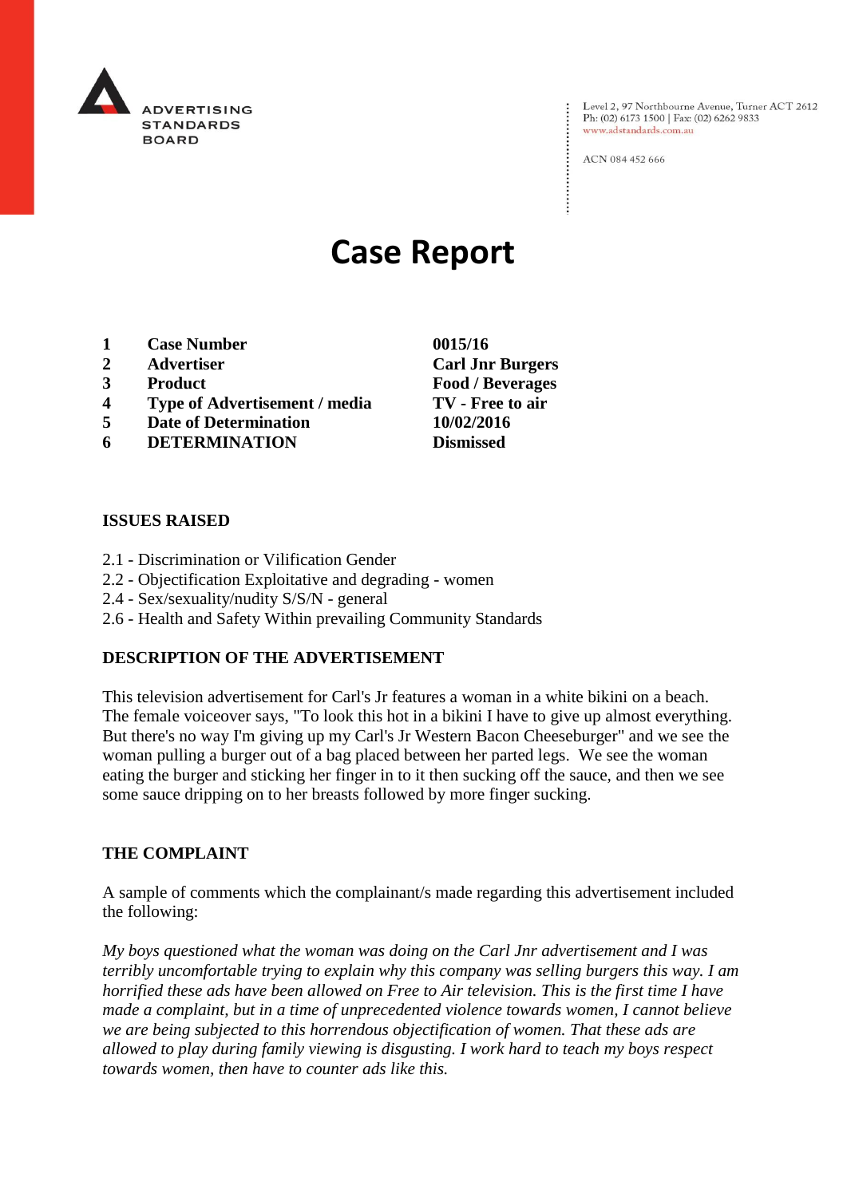ADVERTISING STANDARDS BOARD

Level 2, 97 Northbourne Avenue, Turner ACT 2612
Ph: (02) 6173 1500 | Fax: (02) 6262 9833
www.adstandards.com.au

ACN 084 452 666

# Case Report

| | | |
|---|---|---|
| **1** | **Case Number** | **0015/16** |
| **2** | **Advertiser** | **Carl Jnr Burgers** |
| **3** | **Product** | **Food / Beverages** |
| **4** | **Type of Advertisement / media** | **TV - Free to air** |
| **5** | **Date of Determination** | **10/02/2016** |
| **6** | **DETERMINATION** | **Dismissed** |

## ISSUES RAISED

2.1 - Discrimination or Vilification Gender
2.2 - Objectification Exploitative and degrading - women
2.4 - Sex/sexuality/nudity S/S/N - general
2.6 - Health and Safety Within prevailing Community Standards

## DESCRIPTION OF THE ADVERTISEMENT

This television advertisement for Carl's Jr features a woman in a white bikini on a beach. The female voiceover says, "To look this hot in a bikini I have to give up almost everything. But there's no way I'm giving up my Carl's Jr Western Bacon Cheeseburger" and we see the woman pulling a burger out of a bag placed between her parted legs. We see the woman eating the burger and sticking her finger in to it then sucking off the sauce, and then we see some sauce dripping on to her breasts followed by more finger sucking.

## THE COMPLAINT

A sample of comments which the complainant/s made regarding this advertisement included the following:

*My boys questioned what the woman was doing on the Carl Jnr advertisement and I was terribly uncomfortable trying to explain why this company was selling burgers this way. I am horrified these ads have been allowed on Free to Air television. This is the first time I have made a complaint, but in a time of unprecedented violence towards women, I cannot believe we are being subjected to this horrendous objectification of women. That these ads are allowed to play during family viewing is disgusting. I work hard to teach my boys respect towards women, then have to counter ads like this.*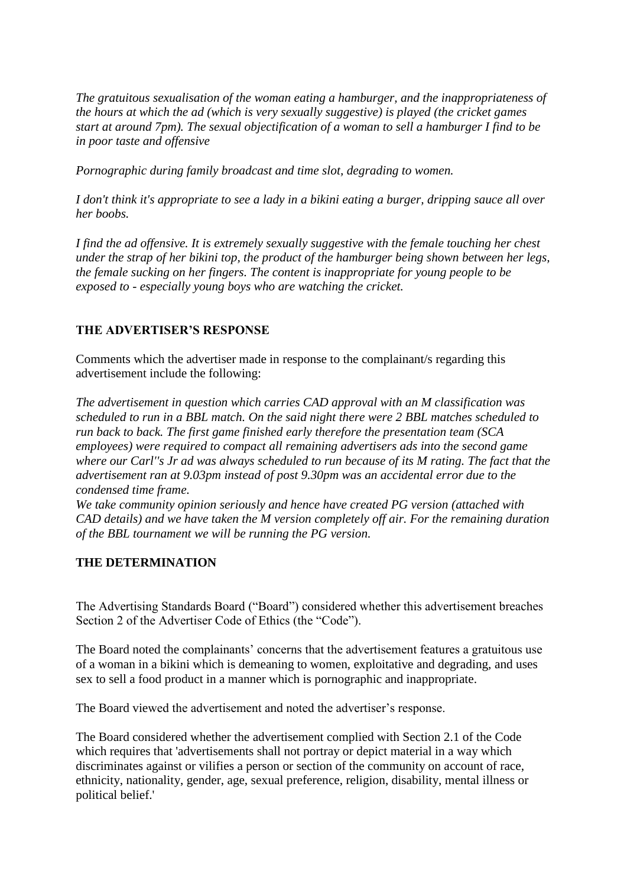*The gratuitous sexualisation of the woman eating a hamburger, and the inappropriateness of the hours at which the ad (which is very sexually suggestive) is played (the cricket games start at around 7pm). The sexual objectification of a woman to sell a hamburger I find to be in poor taste and offensive*

*Pornographic during family broadcast and time slot, degrading to women.*

*I don't think it's appropriate to see a lady in a bikini eating a burger, dripping sauce all over her boobs.*

*I find the ad offensive. It is extremely sexually suggestive with the female touching her chest under the strap of her bikini top, the product of the hamburger being shown between her legs, the female sucking on her fingers. The content is inappropriate for young people to be exposed to - especially young boys who are watching the cricket.*

## THE ADVERTISER'S RESPONSE

Comments which the advertiser made in response to the complainant/s regarding this advertisement include the following:

*The advertisement in question which carries CAD approval with an M classification was scheduled to run in a BBL match. On the said night there were 2 BBL matches scheduled to run back to back. The first game finished early therefore the presentation team (SCA employees) were required to compact all remaining advertisers ads into the second game where our Carl''s Jr ad was always scheduled to run because of its M rating. The fact that the advertisement ran at 9.03pm instead of post 9.30pm was an accidental error due to the condensed time frame.*
*We take community opinion seriously and hence have created PG version (attached with CAD details) and we have taken the M version completely off air. For the remaining duration of the BBL tournament we will be running the PG version.*

## THE DETERMINATION

The Advertising Standards Board ("Board") considered whether this advertisement breaches Section 2 of the Advertiser Code of Ethics (the "Code").

The Board noted the complainants' concerns that the advertisement features a gratuitous use of a woman in a bikini which is demeaning to women, exploitative and degrading, and uses sex to sell a food product in a manner which is pornographic and inappropriate.

The Board viewed the advertisement and noted the advertiser's response.

The Board considered whether the advertisement complied with Section 2.1 of the Code which requires that 'advertisements shall not portray or depict material in a way which discriminates against or vilifies a person or section of the community on account of race, ethnicity, nationality, gender, age, sexual preference, religion, disability, mental illness or political belief.'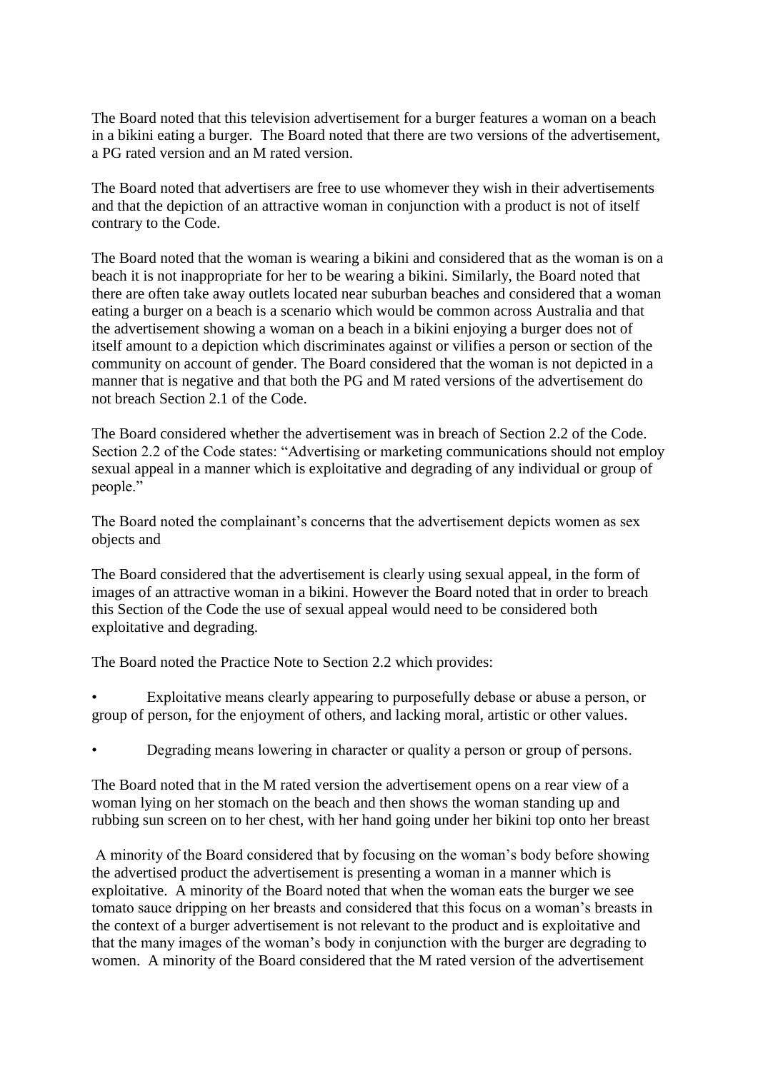The Board noted that this television advertisement for a burger features a woman on a beach in a bikini eating a burger. The Board noted that there are two versions of the advertisement, a PG rated version and an M rated version.

The Board noted that advertisers are free to use whomever they wish in their advertisements and that the depiction of an attractive woman in conjunction with a product is not of itself contrary to the Code.

The Board noted that the woman is wearing a bikini and considered that as the woman is on a beach it is not inappropriate for her to be wearing a bikini. Similarly, the Board noted that there are often take away outlets located near suburban beaches and considered that a woman eating a burger on a beach is a scenario which would be common across Australia and that the advertisement showing a woman on a beach in a bikini enjoying a burger does not of itself amount to a depiction which discriminates against or vilifies a person or section of the community on account of gender. The Board considered that the woman is not depicted in a manner that is negative and that both the PG and M rated versions of the advertisement do not breach Section 2.1 of the Code.

The Board considered whether the advertisement was in breach of Section 2.2 of the Code. Section 2.2 of the Code states: "Advertising or marketing communications should not employ sexual appeal in a manner which is exploitative and degrading of any individual or group of people."

The Board noted the complainant's concerns that the advertisement depicts women as sex objects and

The Board considered that the advertisement is clearly using sexual appeal, in the form of images of an attractive woman in a bikini. However the Board noted that in order to breach this Section of the Code the use of sexual appeal would need to be considered both exploitative and degrading.

The Board noted the Practice Note to Section 2.2 which provides:

- Exploitative means clearly appearing to purposefully debase or abuse a person, or group of person, for the enjoyment of others, and lacking moral, artistic or other values.

- Degrading means lowering in character or quality a person or group of persons.

The Board noted that in the M rated version the advertisement opens on a rear view of a woman lying on her stomach on the beach and then shows the woman standing up and rubbing sun screen on to her chest, with her hand going under her bikini top onto her breast

A minority of the Board considered that by focusing on the woman's body before showing the advertised product the advertisement is presenting a woman in a manner which is exploitative. A minority of the Board noted that when the woman eats the burger we see tomato sauce dripping on her breasts and considered that this focus on a woman's breasts in the context of a burger advertisement is not relevant to the product and is exploitative and that the many images of the woman's body in conjunction with the burger are degrading to women. A minority of the Board considered that the M rated version of the advertisement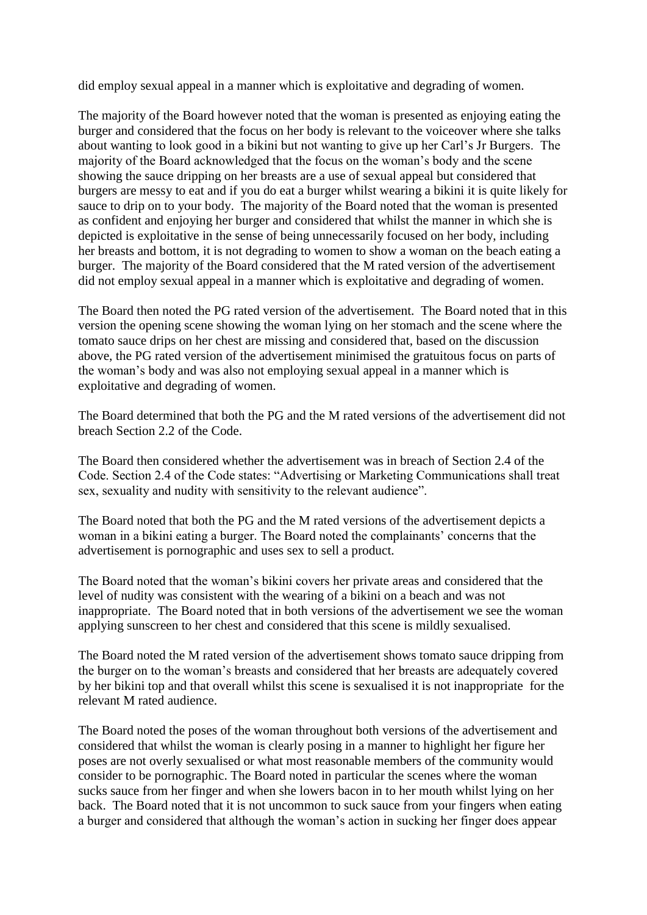did employ sexual appeal in a manner which is exploitative and degrading of women.

The majority of the Board however noted that the woman is presented as enjoying eating the burger and considered that the focus on her body is relevant to the voiceover where she talks about wanting to look good in a bikini but not wanting to give up her Carl's Jr Burgers. The majority of the Board acknowledged that the focus on the woman's body and the scene showing the sauce dripping on her breasts are a use of sexual appeal but considered that burgers are messy to eat and if you do eat a burger whilst wearing a bikini it is quite likely for sauce to drip on to your body. The majority of the Board noted that the woman is presented as confident and enjoying her burger and considered that whilst the manner in which she is depicted is exploitative in the sense of being unnecessarily focused on her body, including her breasts and bottom, it is not degrading to women to show a woman on the beach eating a burger. The majority of the Board considered that the M rated version of the advertisement did not employ sexual appeal in a manner which is exploitative and degrading of women.

The Board then noted the PG rated version of the advertisement. The Board noted that in this version the opening scene showing the woman lying on her stomach and the scene where the tomato sauce drips on her chest are missing and considered that, based on the discussion above, the PG rated version of the advertisement minimised the gratuitous focus on parts of the woman's body and was also not employing sexual appeal in a manner which is exploitative and degrading of women.

The Board determined that both the PG and the M rated versions of the advertisement did not breach Section 2.2 of the Code.

The Board then considered whether the advertisement was in breach of Section 2.4 of the Code. Section 2.4 of the Code states: "Advertising or Marketing Communications shall treat sex, sexuality and nudity with sensitivity to the relevant audience".

The Board noted that both the PG and the M rated versions of the advertisement depicts a woman in a bikini eating a burger. The Board noted the complainants' concerns that the advertisement is pornographic and uses sex to sell a product.

The Board noted that the woman's bikini covers her private areas and considered that the level of nudity was consistent with the wearing of a bikini on a beach and was not inappropriate. The Board noted that in both versions of the advertisement we see the woman applying sunscreen to her chest and considered that this scene is mildly sexualised.

The Board noted the M rated version of the advertisement shows tomato sauce dripping from the burger on to the woman's breasts and considered that her breasts are adequately covered by her bikini top and that overall whilst this scene is sexualised it is not inappropriate for the relevant M rated audience.

The Board noted the poses of the woman throughout both versions of the advertisement and considered that whilst the woman is clearly posing in a manner to highlight her figure her poses are not overly sexualised or what most reasonable members of the community would consider to be pornographic. The Board noted in particular the scenes where the woman sucks sauce from her finger and when she lowers bacon in to her mouth whilst lying on her back. The Board noted that it is not uncommon to suck sauce from your fingers when eating a burger and considered that although the woman's action in sucking her finger does appear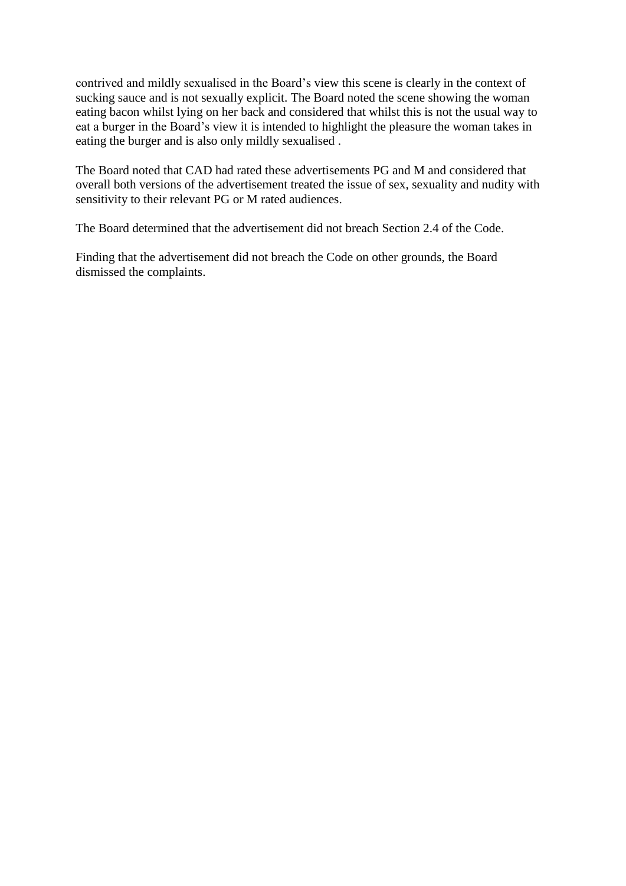contrived and mildly sexualised in the Board's view this scene is clearly in the context of sucking sauce and is not sexually explicit. The Board noted the scene showing the woman eating bacon whilst lying on her back and considered that whilst this is not the usual way to eat a burger in the Board's view it is intended to highlight the pleasure the woman takes in eating the burger and is also only mildly sexualised .

The Board noted that CAD had rated these advertisements PG and M and considered that overall both versions of the advertisement treated the issue of sex, sexuality and nudity with sensitivity to their relevant PG or M rated audiences.

The Board determined that the advertisement did not breach Section 2.4 of the Code.

Finding that the advertisement did not breach the Code on other grounds, the Board dismissed the complaints.